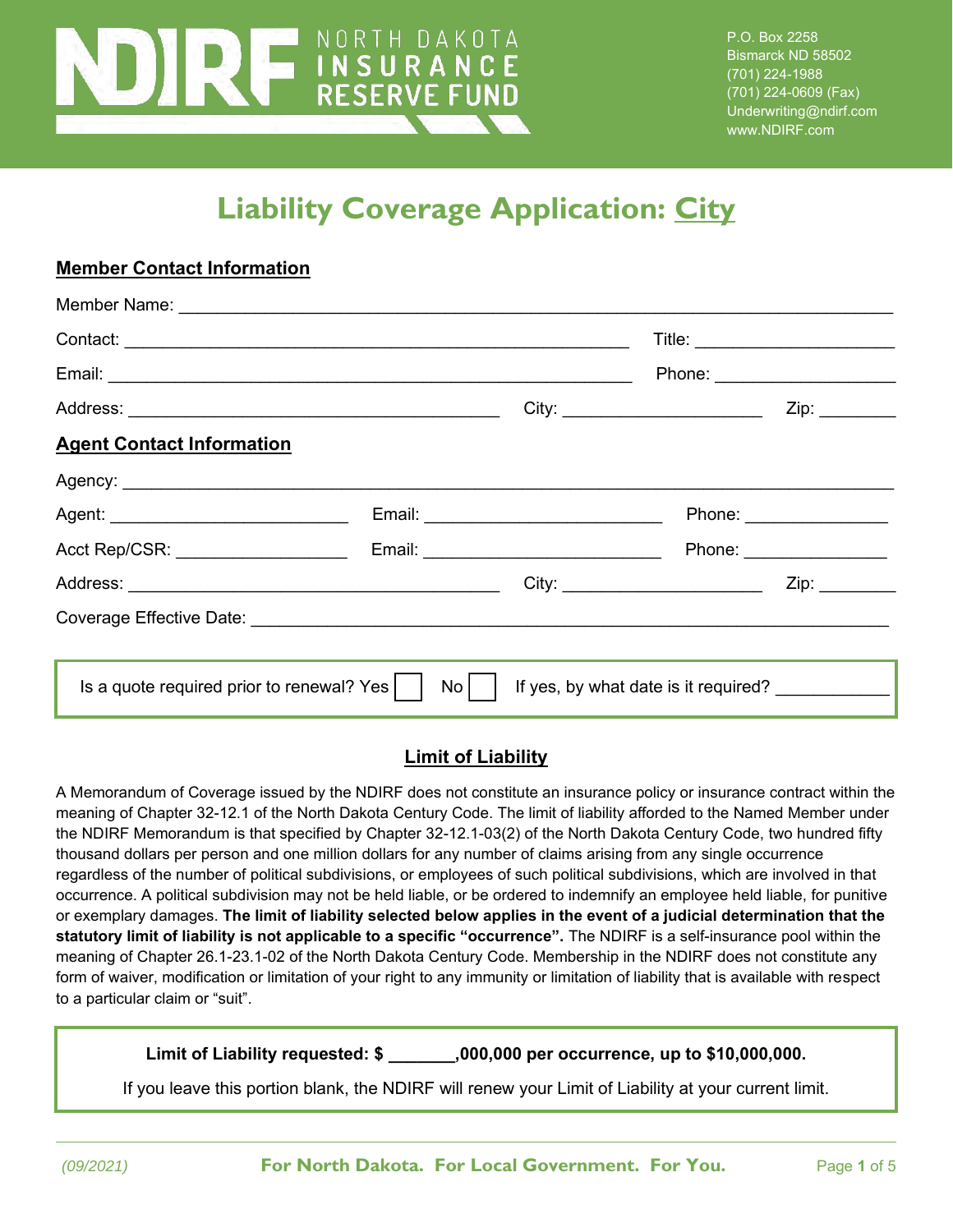NORTH DAKOTA INSURANCE RESERVE FUND

P.O. Box 2258
Bismarck ND 58502
(701) 224-1988
(701) 224-0609 (Fax)
Underwriting@ndirf.com
www.NDIRF.com

# Liability Coverage Application: City

## Member Contact Information

Member Name: ______________________________________________________________

Contact: ____________________________________________ Title: ________________

Email: ______________________________________________ Phone: _______________

Address: _______________________________ City: __________________ Zip: _______

## Agent Contact Information

Agency: _________________________________________________________________

Agent: ____________________ Email: ____________________ Phone: _____________

Acct Rep/CSR: ______________ Email: ____________________ Phone: _____________

Address: _______________________________ City: __________________ Zip: _______

Coverage Effective Date: ____________________________________________________

Is a quote required prior to renewal? Yes ☐ No ☐ If yes, by what date is it required? ___________

## Limit of Liability

A Memorandum of Coverage issued by the NDIRF does not constitute an insurance policy or insurance contract within the meaning of Chapter 32-12.1 of the North Dakota Century Code. The limit of liability afforded to the Named Member under the NDIRF Memorandum is that specified by Chapter 32-12.1-03(2) of the North Dakota Century Code, two hundred fifty thousand dollars per person and one million dollars for any number of claims arising from any single occurrence regardless of the number of political subdivisions, or employees of such political subdivisions, which are involved in that occurrence. A political subdivision may not be held liable, or be ordered to indemnify an employee held liable, for punitive or exemplary damages. **The limit of liability selected below applies in the event of a judicial determination that the statutory limit of liability is not applicable to a specific "occurrence".** The NDIRF is a self-insurance pool within the meaning of Chapter 26.1-23.1-02 of the North Dakota Century Code. Membership in the NDIRF does not constitute any form of waiver, modification or limitation of your right to any immunity or limitation of liability that is available with respect to a particular claim or "suit".

**Limit of Liability requested: $ _______,000,000 per occurrence, up to $10,000,000.**

If you leave this portion blank, the NDIRF will renew your Limit of Liability at your current limit.

*(09/2021)* **For North Dakota. For Local Government. For You.**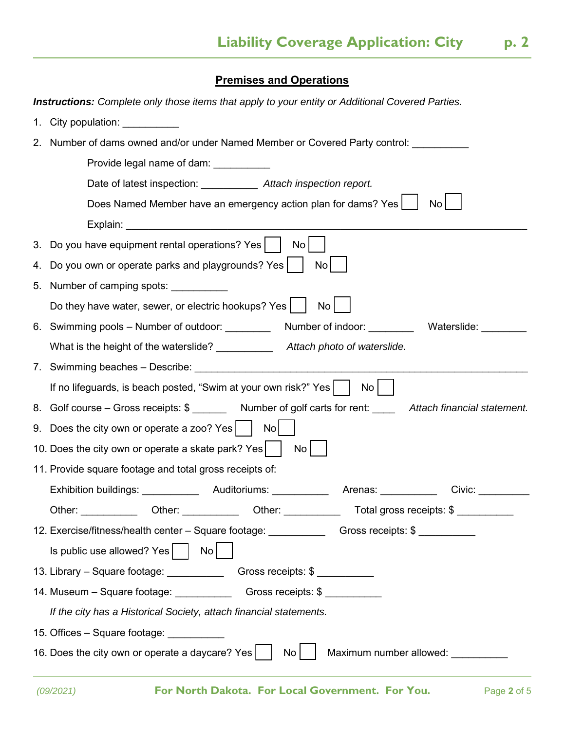## Premises and Operations

***Instructions:*** *Complete only those items that apply to your entity or Additional Covered Parties.*

1. City population: __________
2. Number of dams owned and/or under Named Member or Covered Party control: __________

   Provide legal name of dam: __________

   Date of latest inspection: __________ *Attach inspection report.*

   Does Named Member have an emergency action plan for dams? Yes ☐ No ☐

   Explain: ____________________________________________________________________
3. Do you have equipment rental operations? Yes ☐ No ☐
4. Do you own or operate parks and playgrounds? Yes ☐ No ☐
5. Number of camping spots: __________

   Do they have water, sewer, or electric hookups? Yes ☐ No ☐
6. Swimming pools – Number of outdoor: ________ Number of indoor: ________ Waterslide: ________

   What is the height of the waterslide? __________ *Attach photo of waterslide.*
7. Swimming beaches – Describe: ____________________________________________________________

   If no lifeguards, is beach posted, "Swim at your own risk?" Yes ☐ No ☐
8. Golf course – Gross receipts: $ ______ Number of golf carts for rent: ____ *Attach financial statement.*
9. Does the city own or operate a zoo? Yes ☐ No ☐
10. Does the city own or operate a skate park? Yes ☐ No ☐
11. Provide square footage and total gross receipts of:

    Exhibition buildings: __________ Auditoriums: __________ Arenas: __________ Civic: _________

    Other: __________ Other: __________ Other: __________ Total gross receipts: $ __________
12. Exercise/fitness/health center – Square footage: __________ Gross receipts: $ __________

    Is public use allowed? Yes ☐ No ☐
13. Library – Square footage: __________ Gross receipts: $ __________
14. Museum – Square footage: __________ Gross receipts: $ __________

    *If the city has a Historical Society, attach financial statements.*
15. Offices – Square footage: __________
16. Does the city own or operate a daycare? Yes ☐ No ☐ Maximum number allowed: __________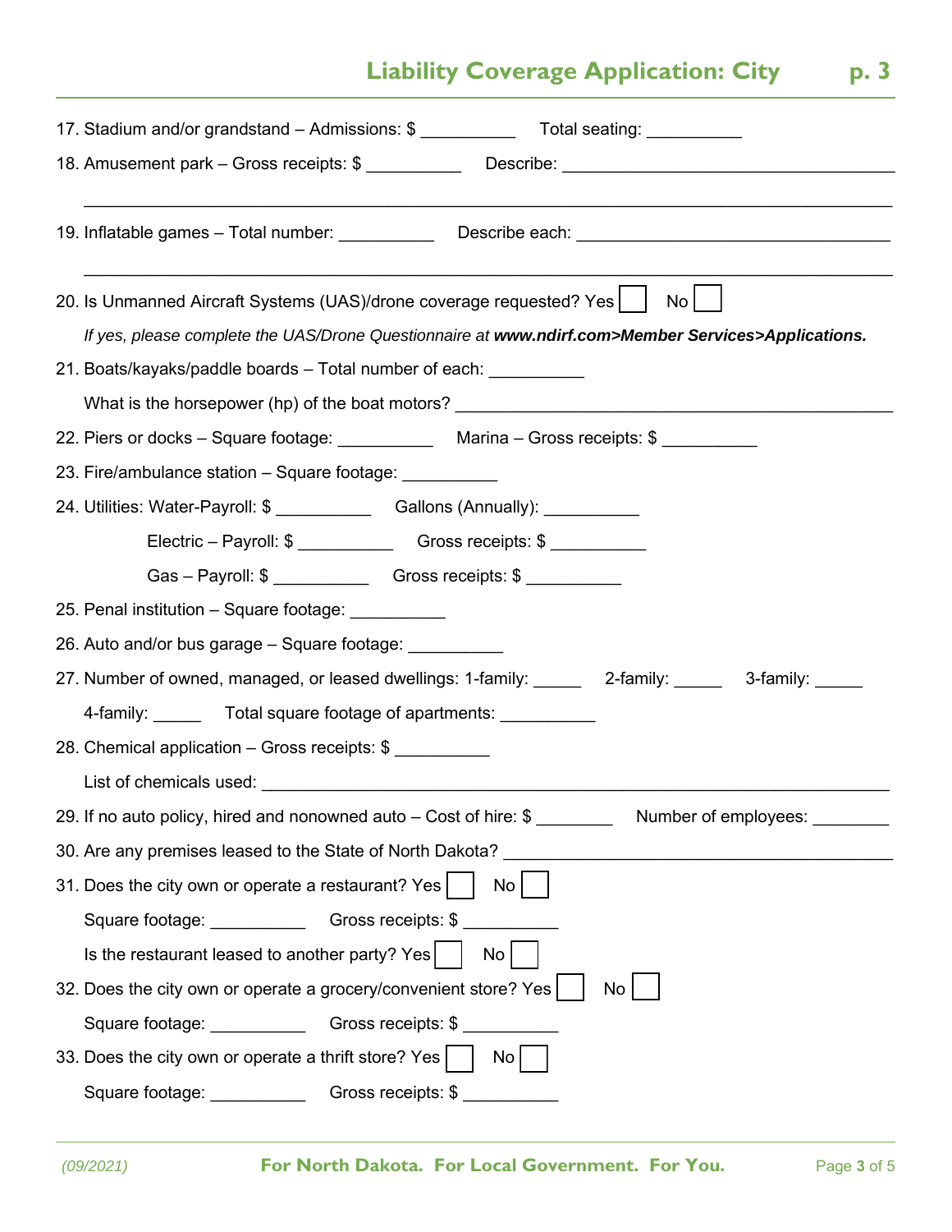17. Stadium and/or grandstand – Admissions: $ __________ Total seating: __________

18. Amusement park – Gross receipts: $ __________ Describe: ___________________________________

_______________________________________________________________________________

19. Inflatable games – Total number: __________ Describe each: _________________________________

_______________________________________________________________________________

20. Is Unmanned Aircraft Systems (UAS)/drone coverage requested? Yes ☐ No ☐

    *If yes, please complete the UAS/Drone Questionnaire at **www.ndirf.com>Member Services>Applications.***

21. Boats/kayaks/paddle boards – Total number of each: __________

    What is the horsepower (hp) of the boat motors? _______________________________________________

22. Piers or docks – Square footage: __________ Marina – Gross receipts: $ __________

23. Fire/ambulance station – Square footage: __________

24. Utilities: Water-Payroll: $ __________ Gallons (Annually): __________

    Electric – Payroll: $ __________ Gross receipts: $ __________

    Gas – Payroll: $ __________ Gross receipts: $ __________

25. Penal institution – Square footage: __________

26. Auto and/or bus garage – Square footage: __________

27. Number of owned, managed, or leased dwellings: 1-family: _____ 2-family: _____ 3-family: _____

    4-family: _____ Total square footage of apartments: __________

28. Chemical application – Gross receipts: $ __________

    List of chemicals used: _____________________________________________________________

29. If no auto policy, hired and nonowned auto – Cost of hire: $ ________ Number of employees: ________

30. Are any premises leased to the State of North Dakota? ________________________________________

31. Does the city own or operate a restaurant? Yes ☐ No ☐

    Square footage: __________ Gross receipts: $ __________

    Is the restaurant leased to another party? Yes ☐ No ☐

32. Does the city own or operate a grocery/convenient store? Yes ☐ No ☐

    Square footage: __________ Gross receipts: $ __________

33. Does the city own or operate a thrift store? Yes ☐ No ☐

    Square footage: __________ Gross receipts: $ __________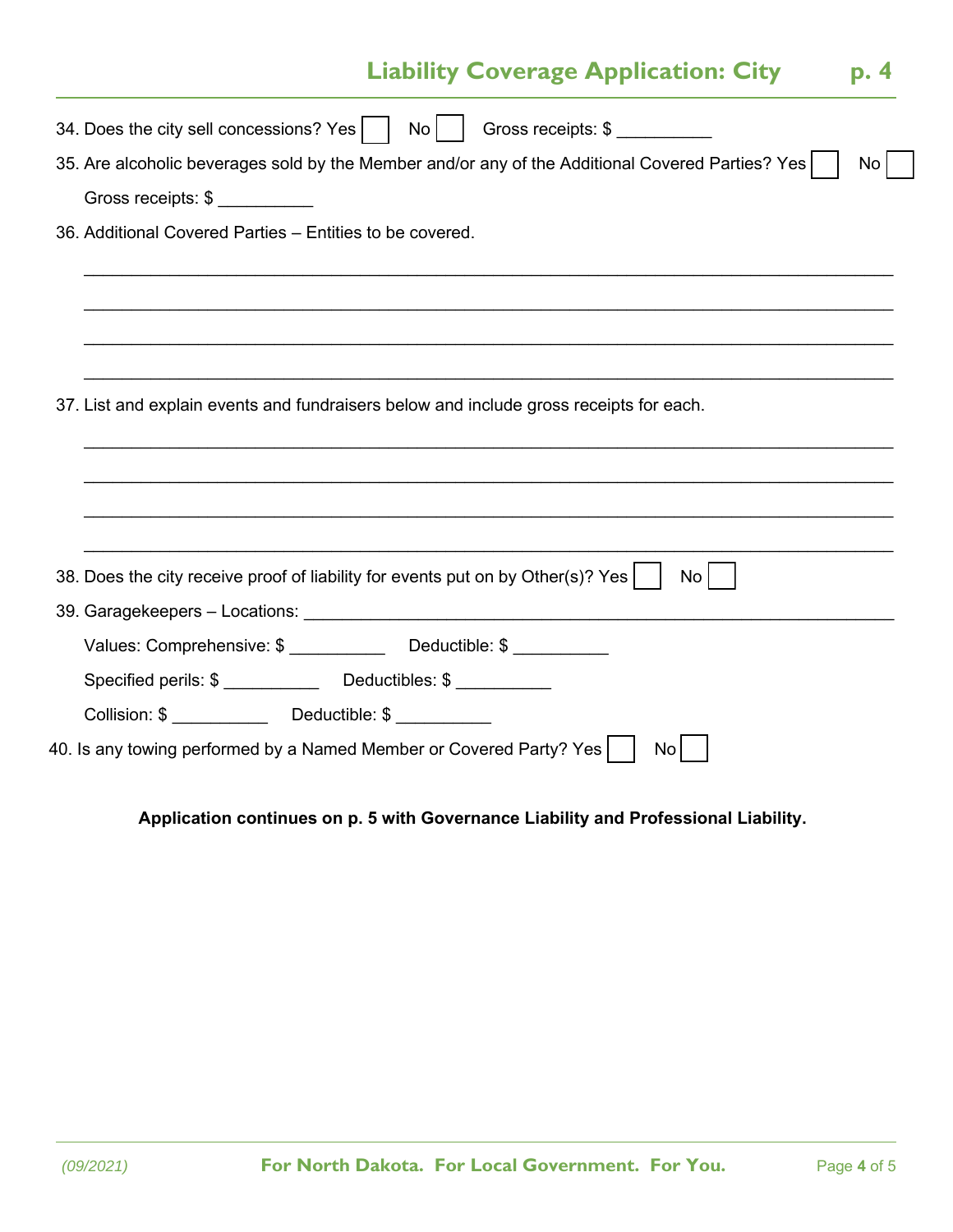34. Does the city sell concessions? Yes ☐ No ☐ Gross receipts: $ __________

35. Are alcoholic beverages sold by the Member and/or any of the Additional Covered Parties? Yes ☐ No ☐

    Gross receipts: $ __________

36. Additional Covered Parties – Entities to be covered.

    ______________________________________________________________________________

    ______________________________________________________________________________

    ______________________________________________________________________________

    ______________________________________________________________________________

37. List and explain events and fundraisers below and include gross receipts for each.

    ______________________________________________________________________________

    ______________________________________________________________________________

    ______________________________________________________________________________

    ______________________________________________________________________________

38. Does the city receive proof of liability for events put on by Other(s)? Yes ☐ No ☐

39. Garagekeepers – Locations: ______________________________________________________________

    Values: Comprehensive: $ __________ Deductible: $ __________

    Specified perils: $ __________ Deductibles: $ __________

    Collision: $ __________ Deductible: $ __________

40. Is any towing performed by a Named Member or Covered Party? Yes ☐ No ☐

**Application continues on p. 5 with Governance Liability and Professional Liability.**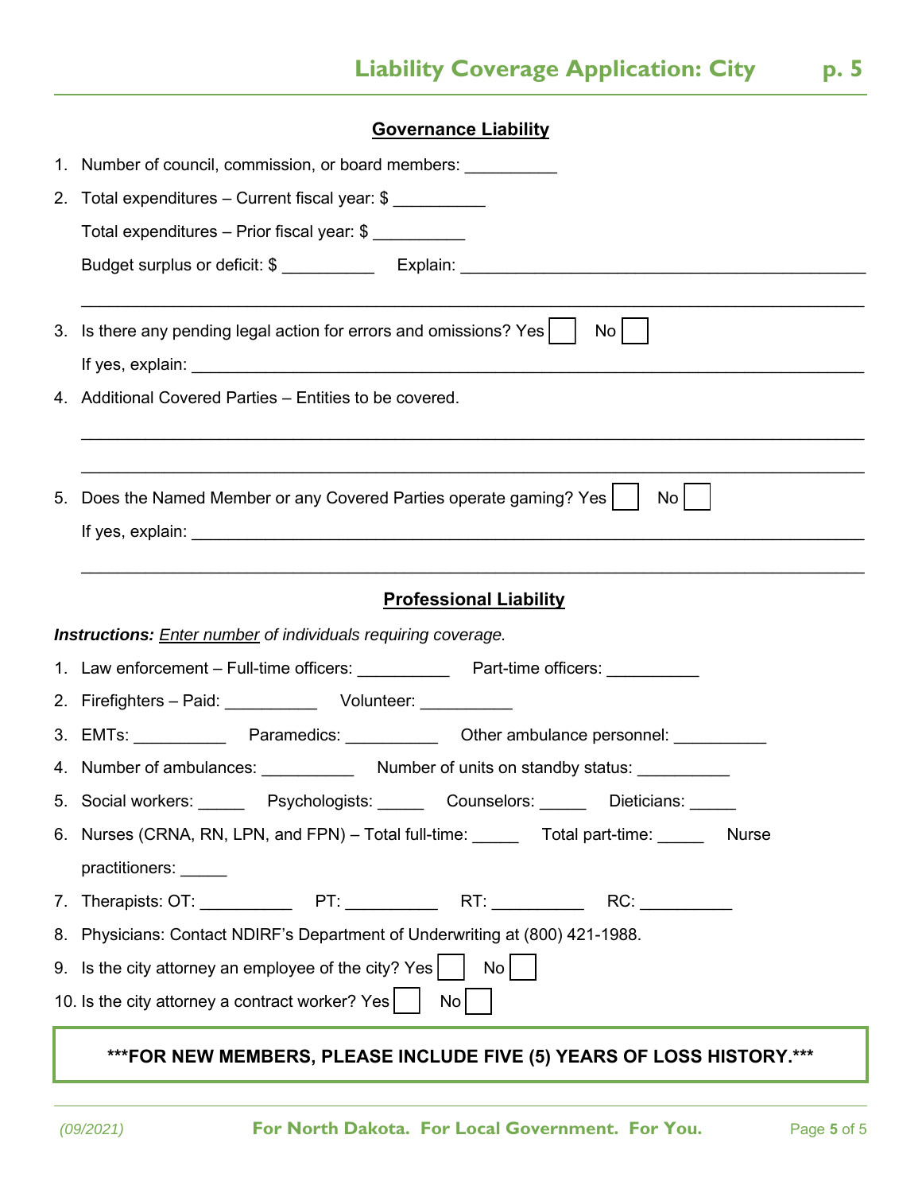## Governance Liability

1. Number of council, commission, or board members: __________
2. Total expenditures – Current fiscal year: $ __________

   Total expenditures – Prior fiscal year: $ __________

   Budget surplus or deficit: $ __________ Explain: ____________________________________________

   ________________________________________________________________________________
3. Is there any pending legal action for errors and omissions? Yes ☐ No ☐

   If yes, explain: ________________________________________________________________
4. Additional Covered Parties – Entities to be covered.

   ________________________________________________________________________________

   ________________________________________________________________________________
5. Does the Named Member or any Covered Parties operate gaming? Yes ☐ No ☐

   If yes, explain: ________________________________________________________________

   ________________________________________________________________________________

## Professional Liability

***Instructions:*** *Enter number of individuals requiring coverage.*

1. Law enforcement – Full-time officers: __________ Part-time officers: __________
2. Firefighters – Paid: __________ Volunteer: __________
3. EMTs: __________ Paramedics: __________ Other ambulance personnel: __________
4. Number of ambulances: __________ Number of units on standby status: __________
5. Social workers: _____ Psychologists: _____ Counselors: _____ Dieticians: _____
6. Nurses (CRNA, RN, LPN, and FPN) – Total full-time: _____ Total part-time: _____ Nurse practitioners: _____
7. Therapists: OT: __________ PT: __________ RT: __________ RC: __________
8. Physicians: Contact NDIRF's Department of Underwriting at (800) 421-1988.
9. Is the city attorney an employee of the city? Yes ☐ No ☐
10. Is the city attorney a contract worker? Yes ☐ No ☐

**\*\*\*FOR NEW MEMBERS, PLEASE INCLUDE FIVE (5) YEARS OF LOSS HISTORY.\*\*\***

*(09/2021)* **For North Dakota. For Local Government. For You.**